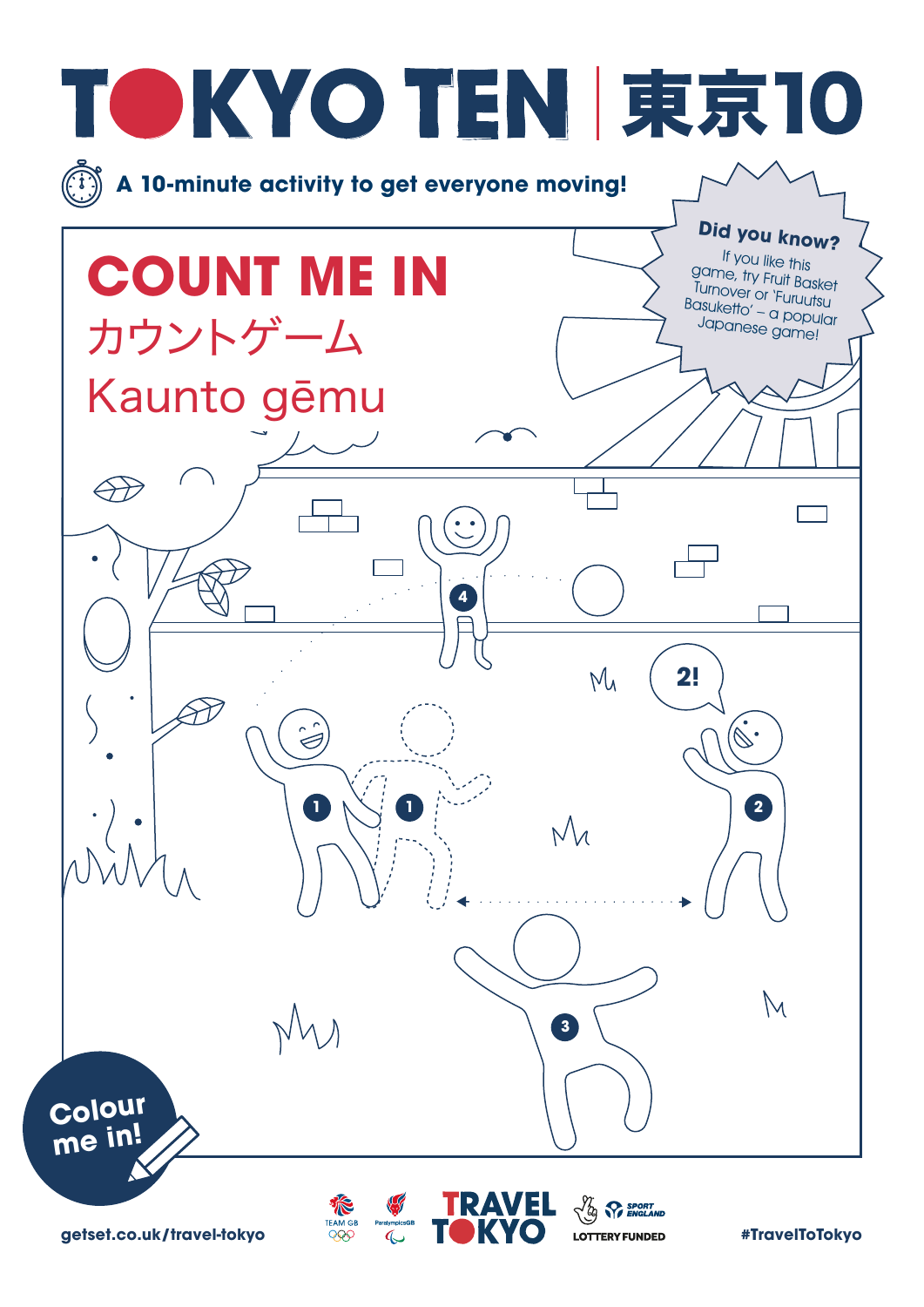# TOKYO TEN | 東京10

A 10-minute activity to get everyone moving!

**Did you know?**

If you like this game, try Fruit Basket Turnover or 'Furuutsu Basuketto' – a popular Japanese game!

## COUNT ME IN

カウントゲーム

Kaunto gēmu

2!

Colour me in!

getset.co.uk/travel-tokyo

TRAVEL TOKYO

LOTTERY FUNDED

#TravelToTokyo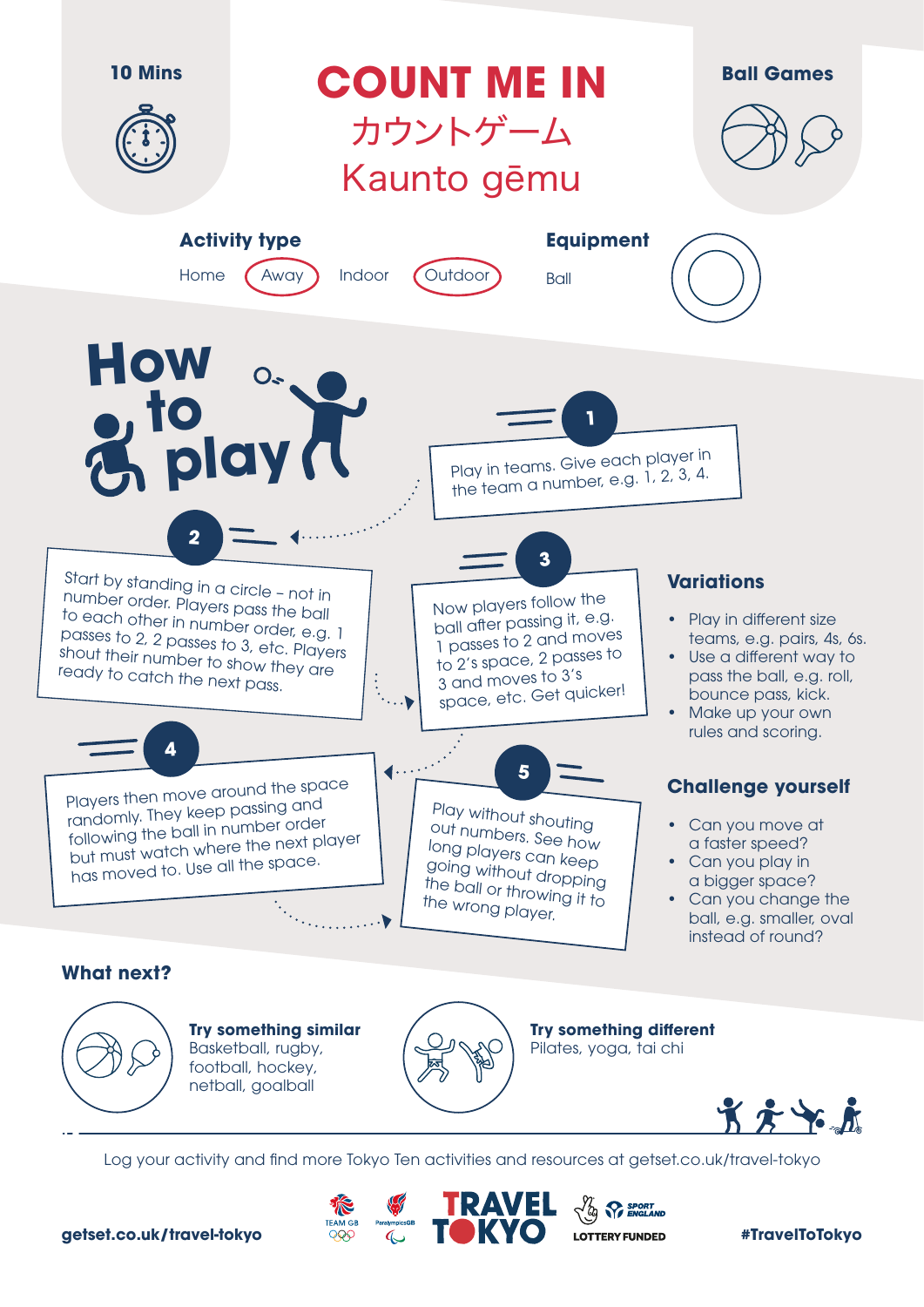10 Mins

# COUNT ME IN

## カウントゲーム

## Kaunto gēmu

Ball Games

**Activity type**

Home | Away | Indoor | Outdoor

**Equipment**

Ball

# How to play

**1** Play in teams. Give each player in the team a number, e.g. 1, 2, 3, 4.

**2** Start by standing in a circle – not in number order. Players pass the ball to each other in number order, e.g. 1 passes to 2, 2 passes to 3, etc. Players shout their number to show they are ready to catch the next pass.

**3** Now players follow the ball after passing it, e.g. 1 passes to 2 and moves to 2's space, 2 passes to 3 and moves to 3's space, etc. Get quicker!

**4** Players then move around the space randomly. They keep passing and following the ball in number order but must watch where the next player has moved to. Use all the space.

**5** Play without shouting out numbers. See how long players can keep going without dropping the ball or throwing it to the wrong player.

### Variations

- Play in different size teams, e.g. pairs, 4s, 6s.
- Use a different way to pass the ball, e.g. roll, bounce pass, kick.
- Make up your own rules and scoring.

### Challenge yourself

- Can you move at a faster speed?
- Can you play in a bigger space?
- Can you change the ball, e.g. smaller, oval instead of round?

### What next?

**Try something similar**
Basketball, rugby, football, hockey, netball, goalball

**Try something different**
Pilates, yoga, tai chi

Log your activity and find more Tokyo Ten activities and resources at getset.co.uk/travel-tokyo

**getset.co.uk/travel-tokyo**

TEAM GB | ParalympicsGB | TRAVEL TOKYO | SPORT ENGLAND | LOTTERY FUNDED

**#TravelToTokyo**